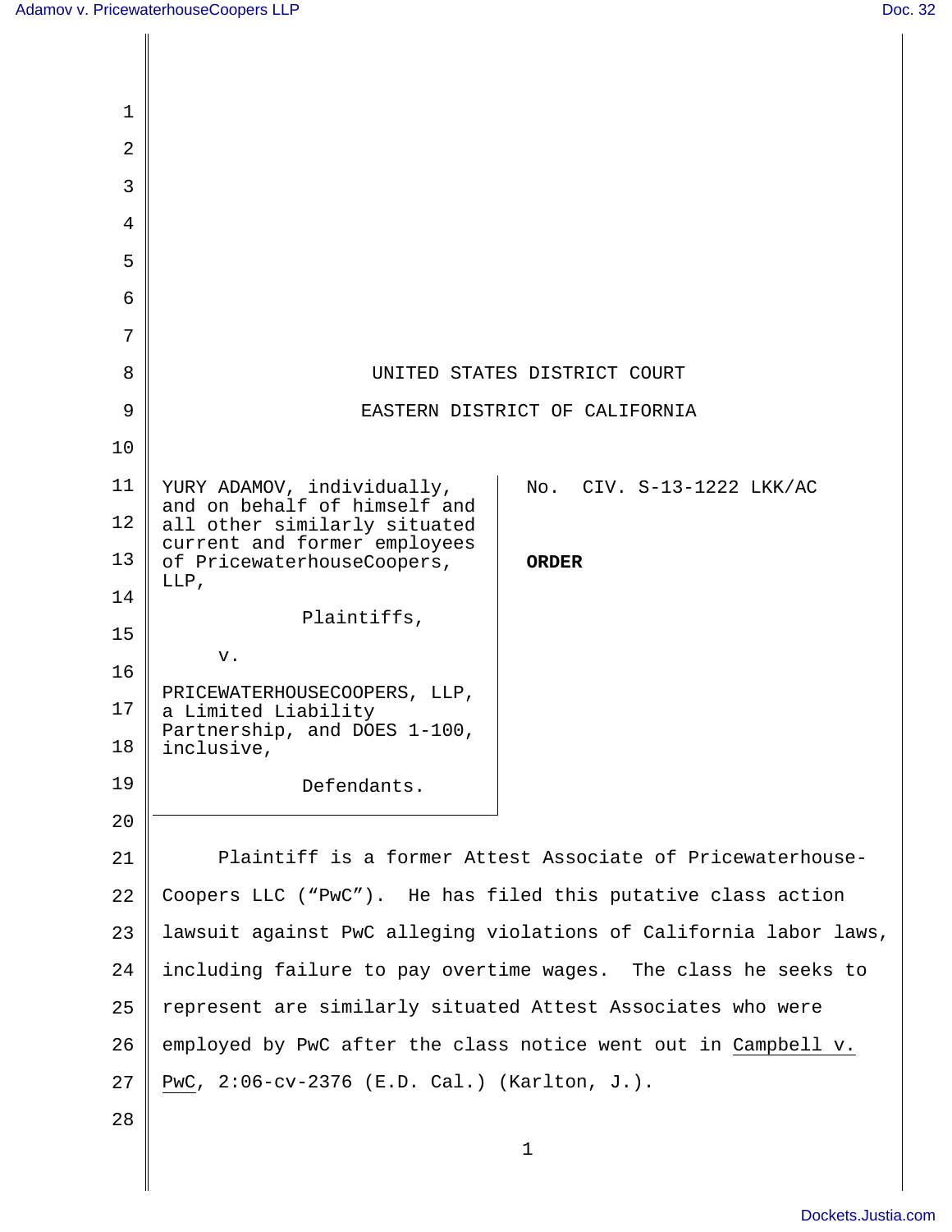UNITED STATES DISTRICT COURT

EASTERN DISTRICT OF CALIFORNIA

| | |
|---|---|
| YURY ADAMOV, individually, and on behalf of himself and all other similarly situated current and former employees of PricewaterhouseCoopers, LLP,<br><br>Plaintiffs,<br><br>v.<br><br>PRICEWATERHOUSECOOPERS, LLP, a Limited Liability Partnership, and DOES 1-100, inclusive,<br><br>Defendants. | No. CIV. S-13-1222 LKK/AC<br><br>**ORDER** |

Plaintiff is a former Attest Associate of Pricewaterhouse-Coopers LLC ("PwC"). He has filed this putative class action lawsuit against PwC alleging violations of California labor laws, including failure to pay overtime wages. The class he seeks to represent are similarly situated Attest Associates who were employed by PwC after the class notice went out in Campbell v. PwC, 2:06-cv-2376 (E.D. Cal.) (Karlton, J.).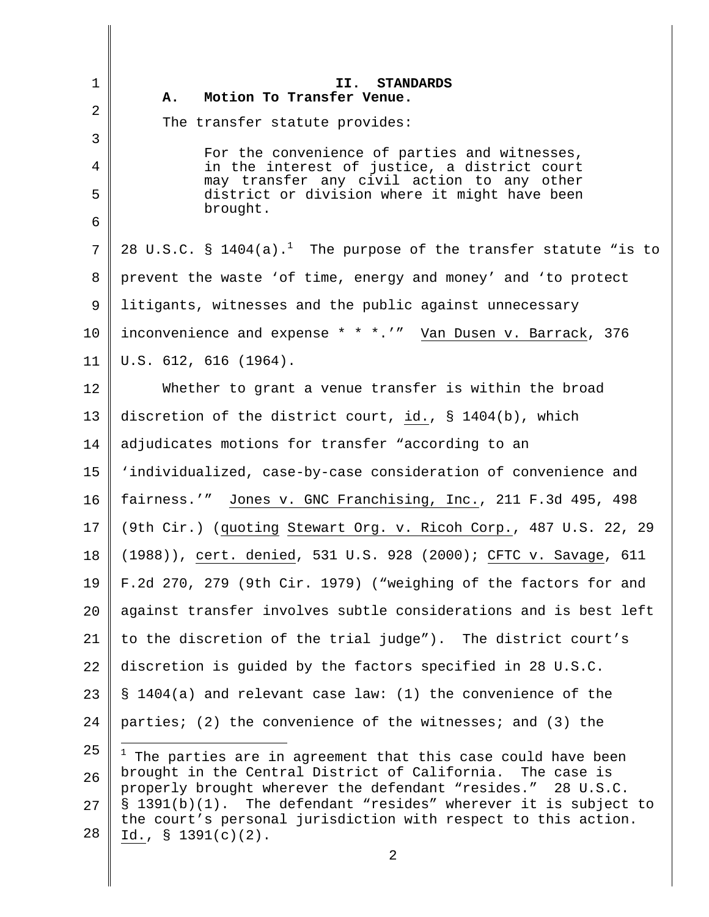## II. STANDARDS

### A. Motion To Transfer Venue.

The transfer statute provides:

> For the convenience of parties and witnesses, in the interest of justice, a district court may transfer any civil action to any other district or division where it might have been brought.

28 U.S.C. § 1404(a).[1] The purpose of the transfer statute "is to prevent the waste 'of time, energy and money' and 'to protect litigants, witnesses and the public against unnecessary inconvenience and expense * * *.'" Van Dusen v. Barrack, 376 U.S. 612, 616 (1964).

Whether to grant a venue transfer is within the broad discretion of the district court, id., § 1404(b), which adjudicates motions for transfer "according to an 'individualized, case-by-case consideration of convenience and fairness.'" Jones v. GNC Franchising, Inc., 211 F.3d 495, 498 (9th Cir.) (quoting Stewart Org. v. Ricoh Corp., 487 U.S. 22, 29 (1988)), cert. denied, 531 U.S. 928 (2000); CFTC v. Savage, 611 F.2d 270, 279 (9th Cir. 1979) ("weighing of the factors for and against transfer involves subtle considerations and is best left to the discretion of the trial judge"). The district court's discretion is guided by the factors specified in 28 U.S.C. § 1404(a) and relevant case law: (1) the convenience of the parties; (2) the convenience of the witnesses; and (3) the

---

[1] The parties are in agreement that this case could have been brought in the Central District of California. The case is properly brought wherever the defendant "resides." 28 U.S.C. § 1391(b)(1). The defendant "resides" wherever it is subject to the court's personal jurisdiction with respect to this action. Id., § 1391(c)(2).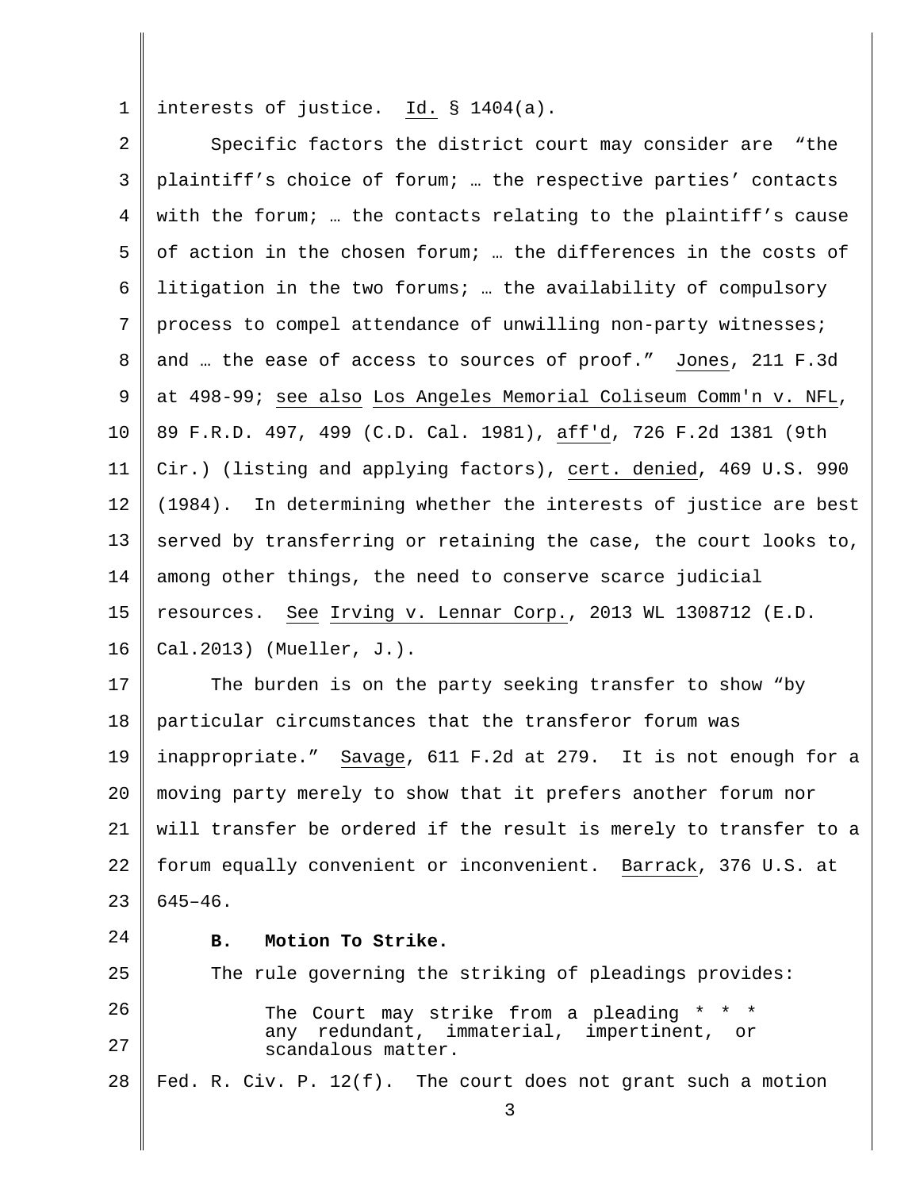interests of justice. Id. § 1404(a).

Specific factors the district court may consider are "the plaintiff's choice of forum; … the respective parties' contacts with the forum; … the contacts relating to the plaintiff's cause of action in the chosen forum; … the differences in the costs of litigation in the two forums; … the availability of compulsory process to compel attendance of unwilling non-party witnesses; and … the ease of access to sources of proof." Jones, 211 F.3d at 498-99; see also Los Angeles Memorial Coliseum Comm'n v. NFL, 89 F.R.D. 497, 499 (C.D. Cal. 1981), aff'd, 726 F.2d 1381 (9th Cir.) (listing and applying factors), cert. denied, 469 U.S. 990 (1984). In determining whether the interests of justice are best served by transferring or retaining the case, the court looks to, among other things, the need to conserve scarce judicial resources. See Irving v. Lennar Corp., 2013 WL 1308712 (E.D. Cal.2013) (Mueller, J.).

The burden is on the party seeking transfer to show "by particular circumstances that the transferor forum was inappropriate." Savage, 611 F.2d at 279. It is not enough for a moving party merely to show that it prefers another forum nor will transfer be ordered if the result is merely to transfer to a forum equally convenient or inconvenient. Barrack, 376 U.S. at 645–46.

**B. Motion To Strike.**

The rule governing the striking of pleadings provides:

> The Court may strike from a pleading * * * any redundant, immaterial, impertinent, or scandalous matter.

Fed. R. Civ. P. 12(f). The court does not grant such a motion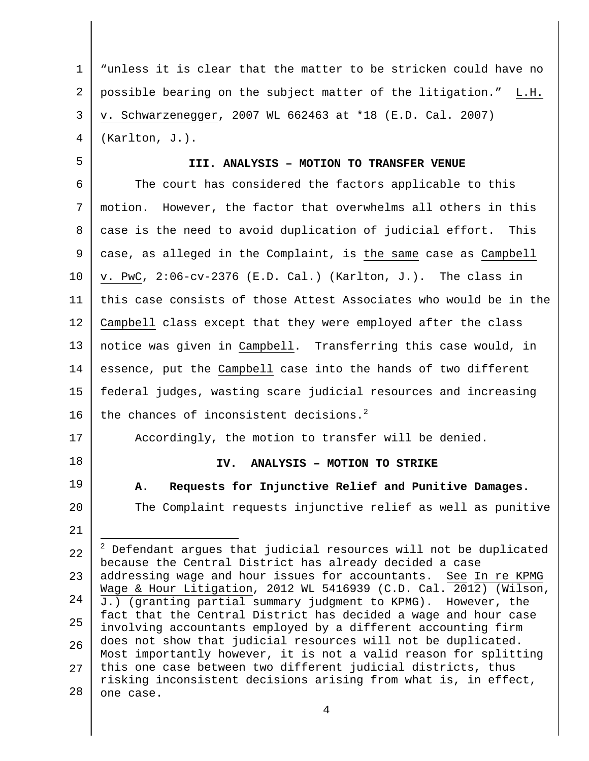"unless it is clear that the matter to be stricken could have no possible bearing on the subject matter of the litigation." L.H. v. Schwarzenegger, 2007 WL 662463 at *18 (E.D. Cal. 2007) (Karlton, J.).

## III. ANALYSIS – MOTION TO TRANSFER VENUE

The court has considered the factors applicable to this motion. However, the factor that overwhelms all others in this case is the need to avoid duplication of judicial effort. This case, as alleged in the Complaint, is the same case as Campbell v. PwC, 2:06-cv-2376 (E.D. Cal.) (Karlton, J.). The class in this case consists of those Attest Associates who would be in the Campbell class except that they were employed after the class notice was given in Campbell. Transferring this case would, in essence, put the Campbell case into the hands of two different federal judges, wasting scare judicial resources and increasing the chances of inconsistent decisions.[2]

Accordingly, the motion to transfer will be denied.

## IV. ANALYSIS – MOTION TO STRIKE

### A. Requests for Injunctive Relief and Punitive Damages.

The Complaint requests injunctive relief as well as punitive

---

[2] Defendant argues that judicial resources will not be duplicated because the Central District has already decided a case addressing wage and hour issues for accountants. See In re KPMG Wage & Hour Litigation, 2012 WL 5416939 (C.D. Cal. 2012) (Wilson, J.) (granting partial summary judgment to KPMG). However, the fact that the Central District has decided a wage and hour case involving accountants employed by a different accounting firm does not show that judicial resources will not be duplicated. Most importantly however, it is not a valid reason for splitting this one case between two different judicial districts, thus risking inconsistent decisions arising from what is, in effect, one case.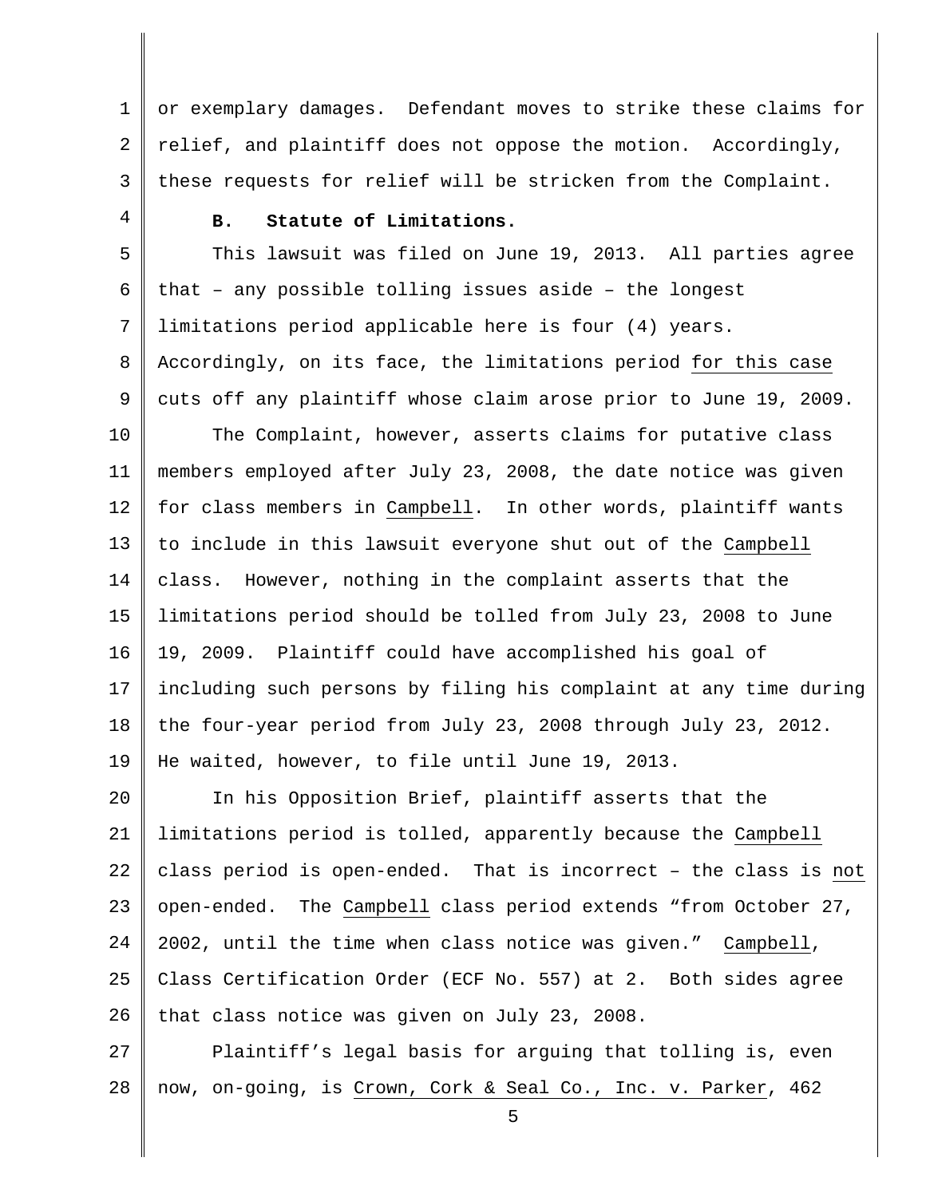or exemplary damages. Defendant moves to strike these claims for relief, and plaintiff does not oppose the motion. Accordingly, these requests for relief will be stricken from the Complaint.

**B. Statute of Limitations.**

This lawsuit was filed on June 19, 2013. All parties agree that – any possible tolling issues aside – the longest limitations period applicable here is four (4) years. Accordingly, on its face, the limitations period <u>for this case</u> cuts off any plaintiff whose claim arose prior to June 19, 2009.

The Complaint, however, asserts claims for putative class members employed after July 23, 2008, the date notice was given for class members in <u>Campbell</u>. In other words, plaintiff wants to include in this lawsuit everyone shut out of the <u>Campbell</u> class. However, nothing in the complaint asserts that the limitations period should be tolled from July 23, 2008 to June 19, 2009. Plaintiff could have accomplished his goal of including such persons by filing his complaint at any time during the four-year period from July 23, 2008 through July 23, 2012. He waited, however, to file until June 19, 2013.

In his Opposition Brief, plaintiff asserts that the limitations period is tolled, apparently because the <u>Campbell</u> class period is open-ended. That is incorrect – the class is <u>not</u> open-ended. The <u>Campbell</u> class period extends "from October 27, 2002, until the time when class notice was given." <u>Campbell</u>, Class Certification Order (ECF No. 557) at 2. Both sides agree that class notice was given on July 23, 2008.

Plaintiff's legal basis for arguing that tolling is, even now, on-going, is <u>Crown, Cork & Seal Co., Inc. v. Parker</u>, 462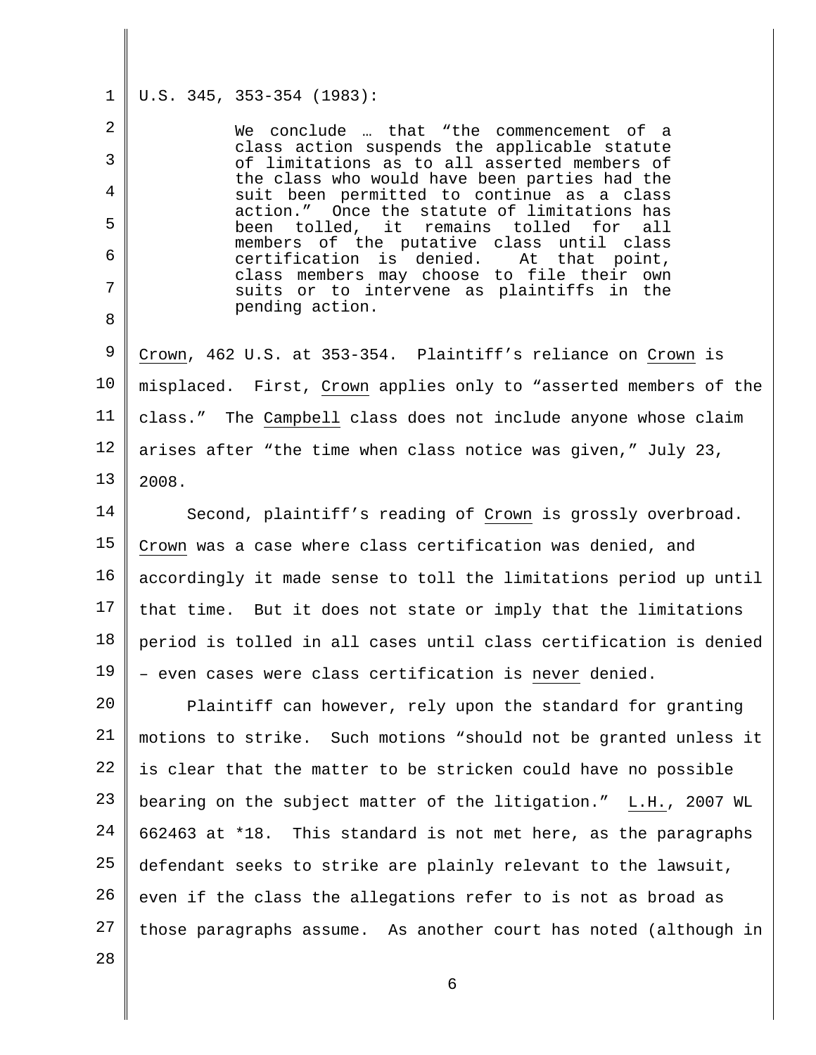U.S. 345, 353-354 (1983):

> We conclude … that "the commencement of a class action suspends the applicable statute of limitations as to all asserted members of the class who would have been parties had the suit been permitted to continue as a class action." Once the statute of limitations has been tolled, it remains tolled for all members of the putative class until class certification is denied. At that point, class members may choose to file their own suits or to intervene as plaintiffs in the pending action.

Crown, 462 U.S. at 353-354. Plaintiff's reliance on Crown is misplaced. First, Crown applies only to "asserted members of the class." The Campbell class does not include anyone whose claim arises after "the time when class notice was given," July 23, 2008.

Second, plaintiff's reading of Crown is grossly overbroad. Crown was a case where class certification was denied, and accordingly it made sense to toll the limitations period up until that time. But it does not state or imply that the limitations period is tolled in all cases until class certification is denied – even cases were class certification is never denied.

Plaintiff can however, rely upon the standard for granting motions to strike. Such motions "should not be granted unless it is clear that the matter to be stricken could have no possible bearing on the subject matter of the litigation." L.H., 2007 WL 662463 at *18. This standard is not met here, as the paragraphs defendant seeks to strike are plainly relevant to the lawsuit, even if the class the allegations refer to is not as broad as those paragraphs assume. As another court has noted (although in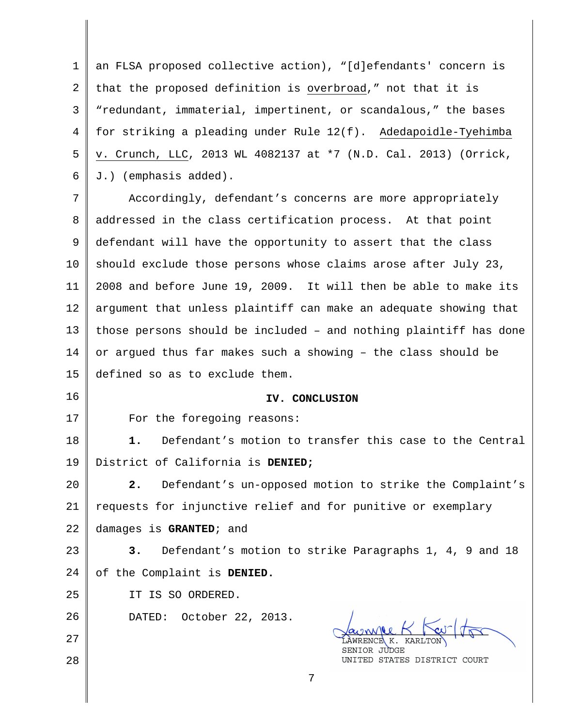an FLSA proposed collective action), "[d]efendants' concern is that the proposed definition is overbroad," not that it is "redundant, immaterial, impertinent, or scandalous," the bases for striking a pleading under Rule 12(f). Adedapoidle-Tyehimba v. Crunch, LLC, 2013 WL 4082137 at *7 (N.D. Cal. 2013) (Orrick, J.) (emphasis added).

Accordingly, defendant's concerns are more appropriately addressed in the class certification process. At that point defendant will have the opportunity to assert that the class should exclude those persons whose claims arose after July 23, 2008 and before June 19, 2009. It will then be able to make its argument that unless plaintiff can make an adequate showing that those persons should be included – and nothing plaintiff has done or argued thus far makes such a showing – the class should be defined so as to exclude them.

## IV. CONCLUSION

For the foregoing reasons:

**1.** Defendant's motion to transfer this case to the Central District of California is **DENIED;**

**2.** Defendant's un-opposed motion to strike the Complaint's requests for injunctive relief and for punitive or exemplary damages is **GRANTED**; and

**3.** Defendant's motion to strike Paragraphs 1, 4, 9 and 18 of the Complaint is **DENIED.**

IT IS SO ORDERED.

DATED: October 22, 2013.

LAWRENCE K. KARLTON
SENIOR JUDGE
UNITED STATES DISTRICT COURT